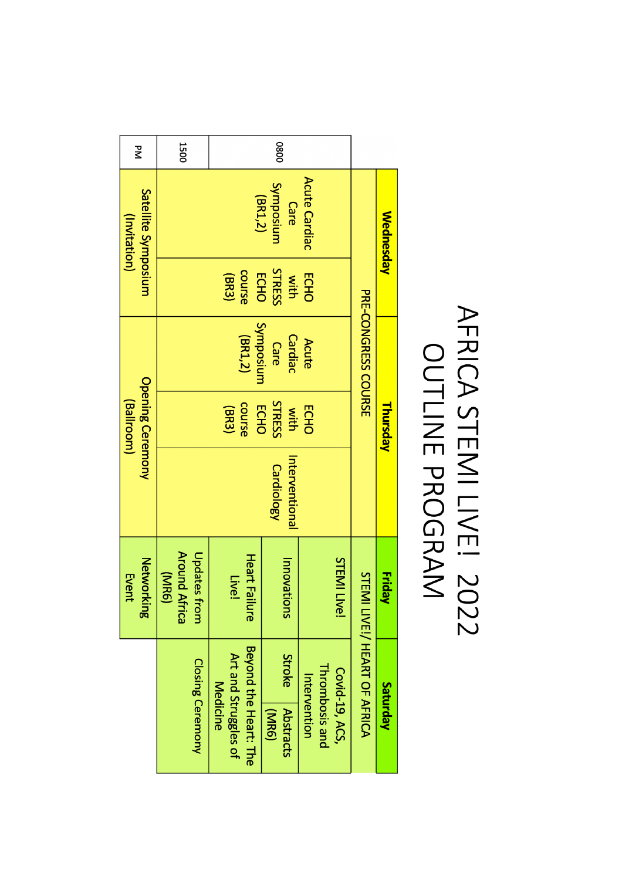# AFRICA STEMI LIVE! 2022
# OUTLINE PROGRAM

| | Wednesday | Thursday | Friday | Saturday |
|---|---|---|---|---|
| | PRE-CONGRESS COURSE | PRE-CONGRESS COURSE | STEMI LIVE!/ HEART OF AFRICA | STEMI LIVE!/ HEART OF AFRICA |
| 0800 | Acute Cardiac Care Symposium (BR1,2) / ECHO with STRESS ECHO course (BR3) | Acute Cardiac Care Symposium (BR1,2) / ECHO with STRESS ECHO course (BR3) / Interventional Cardiology | STEMI Live!<br>Innovations<br>Heart Failure Live! | Covid-19, ACS, Thrombosis and Intervention<br>Stroke / Abstracts (MR6)<br>Beyond the Heart: The Art and Struggles of Medicine |
| 1500 | | | Updates from Around Africa (MR6) | Closing Ceremony |
| PM | Satellite Symposium (Invitation) | Opening Ceremony (Ballroom) | Networking Event | |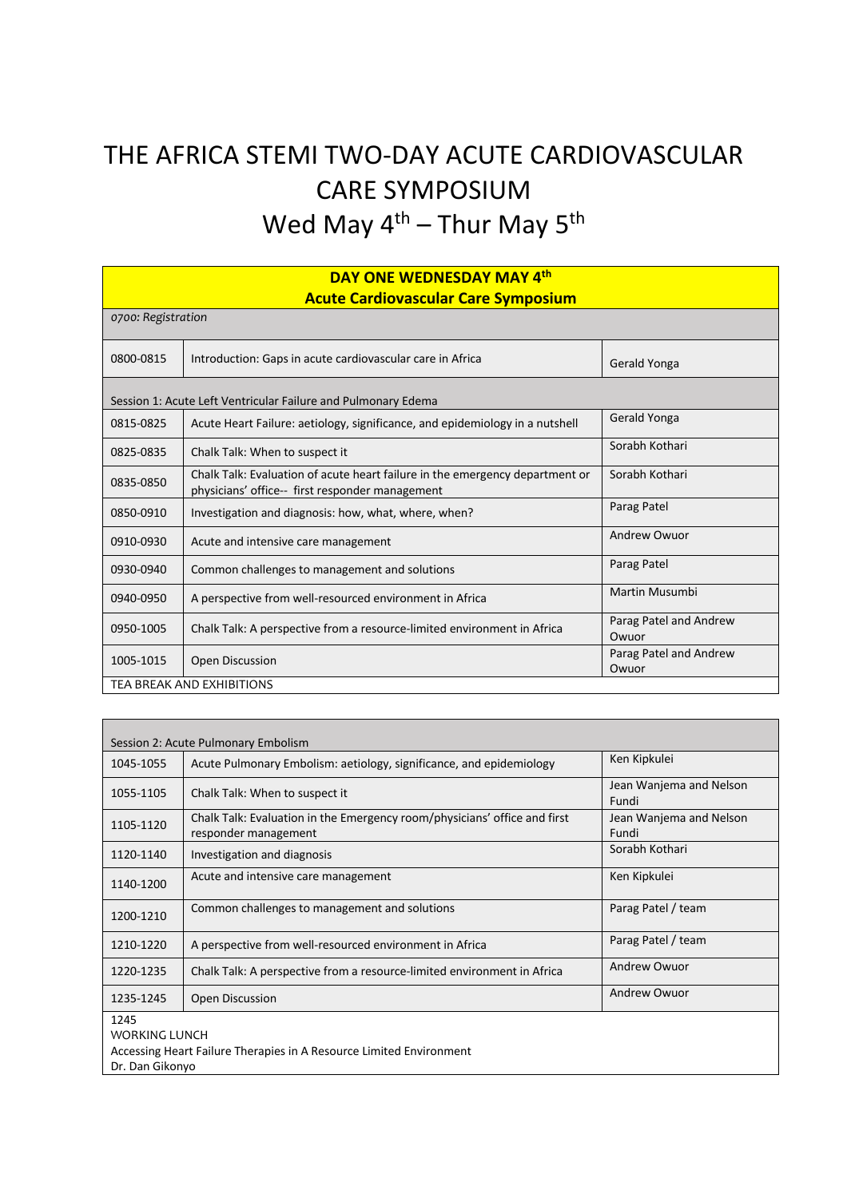# THE AFRICA STEMI TWO-DAY ACUTE CARDIOVASCULAR CARE SYMPOSIUM

## Wed May 4th – Thur May 5th

| | | |
|---|---|---|
| **DAY ONE WEDNESDAY MAY 4th** | | |
| **Acute Cardiovascular Care Symposium** | | |
| *0700: Registration* | | |
| 0800-0815 | Introduction: Gaps in acute cardiovascular care in Africa | Gerald Yonga |
| Session 1: Acute Left Ventricular Failure and Pulmonary Edema | | |
| 0815-0825 | Acute Heart Failure: aetiology, significance, and epidemiology in a nutshell | Gerald Yonga |
| 0825-0835 | Chalk Talk: When to suspect it | Sorabh Kothari |
| 0835-0850 | Chalk Talk: Evaluation of acute heart failure in the emergency department or physicians' office-- first responder management | Sorabh Kothari |
| 0850-0910 | Investigation and diagnosis: how, what, where, when? | Parag Patel |
| 0910-0930 | Acute and intensive care management | Andrew Owuor |
| 0930-0940 | Common challenges to management and solutions | Parag Patel |
| 0940-0950 | A perspective from well-resourced environment in Africa | Martin Musumbi |
| 0950-1005 | Chalk Talk: A perspective from a resource-limited environment in Africa | Parag Patel and Andrew Owuor |
| 1005-1015 | Open Discussion | Parag Patel and Andrew Owuor |
| TEA BREAK AND EXHIBITIONS | | |

| | | |
|---|---|---|
| Session 2: Acute Pulmonary Embolism | | |
| 1045-1055 | Acute Pulmonary Embolism: aetiology, significance, and epidemiology | Ken Kipkulei |
| 1055-1105 | Chalk Talk: When to suspect it | Jean Wanjema and Nelson Fundi |
| 1105-1120 | Chalk Talk: Evaluation in the Emergency room/physicians' office and first responder management | Jean Wanjema and Nelson Fundi |
| 1120-1140 | Investigation and diagnosis | Sorabh Kothari |
| 1140-1200 | Acute and intensive care management | Ken Kipkulei |
| 1200-1210 | Common challenges to management and solutions | Parag Patel / team |
| 1210-1220 | A perspective from well-resourced environment in Africa | Parag Patel / team |
| 1220-1235 | Chalk Talk: A perspective from a resource-limited environment in Africa | Andrew Owuor |
| 1235-1245 | Open Discussion | Andrew Owuor |
| 1245<br>WORKING LUNCH<br>Accessing Heart Failure Therapies in A Resource Limited Environment<br>Dr. Dan Gikonyo | | |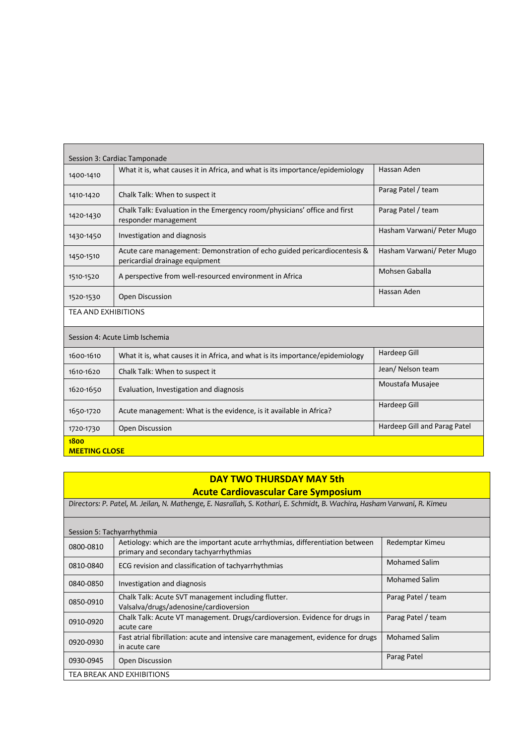| Session 3: Cardiac Tamponade | | |
|---|---|---|
| 1400-1410 | What it is, what causes it in Africa, and what is its importance/epidemiology | Hassan Aden |
| 1410-1420 | Chalk Talk: When to suspect it | Parag Patel / team |
| 1420-1430 | Chalk Talk: Evaluation in the Emergency room/physicians' office and first responder management | Parag Patel / team |
| 1430-1450 | Investigation and diagnosis | Hasham Varwani/ Peter Mugo |
| 1450-1510 | Acute care management: Demonstration of echo guided pericardiocentesis & pericardial drainage equipment | Hasham Varwani/ Peter Mugo |
| 1510-1520 | A perspective from well-resourced environment in Africa | Mohsen Gaballa |
| 1520-1530 | Open Discussion | Hassan Aden |
| TEA AND EXHIBITIONS | | |
| Session 4: Acute Limb Ischemia | | |
| 1600-1610 | What it is, what causes it in Africa, and what is its importance/epidemiology | Hardeep Gill |
| 1610-1620 | Chalk Talk: When to suspect it | Jean/ Nelson team |
| 1620-1650 | Evaluation, Investigation and diagnosis | Moustafa Musajee |
| 1650-1720 | Acute management: What is the evidence, is it available in Africa? | Hardeep Gill |
| 1720-1730 | Open Discussion | Hardeep Gill and Parag Patel |
| **1800 MEETING CLOSE** | | |

## DAY TWO THURSDAY MAY 5th
## Acute Cardiovascular Care Symposium

*Directors: P. Patel, M. Jeilan, N. Mathenge, E. Nasrallah, S. Kothari, E. Schmidt, B. Wachira, Hasham Varwani, R. Kimeu*

| Session 5: Tachyarrhythmia | | |
|---|---|---|
| 0800-0810 | Aetiology: which are the important acute arrhythmias, differentiation between primary and secondary tachyarrhythmias | Redemptar Kimeu |
| 0810-0840 | ECG revision and classification of tachyarrhythmias | Mohamed Salim |
| 0840-0850 | Investigation and diagnosis | Mohamed Salim |
| 0850-0910 | Chalk Talk: Acute SVT management including flutter. Valsalva/drugs/adenosine/cardioversion | Parag Patel / team |
| 0910-0920 | Chalk Talk: Acute VT management. Drugs/cardioversion. Evidence for drugs in acute care | Parag Patel / team |
| 0920-0930 | Fast atrial fibrillation: acute and intensive care management, evidence for drugs in acute care | Mohamed Salim |
| 0930-0945 | Open Discussion | Parag Patel |
| TEA BREAK AND EXHIBITIONS | | |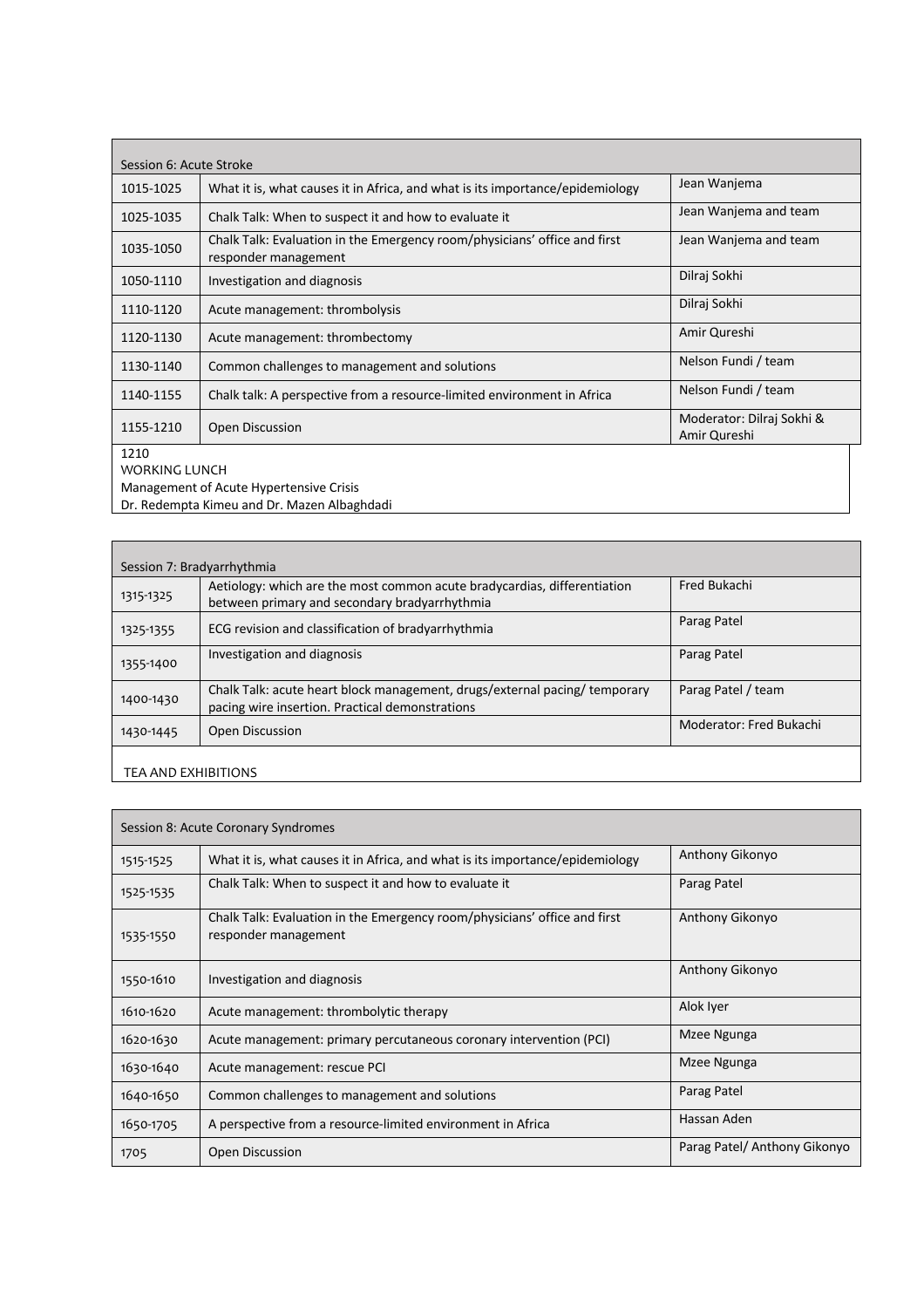| Session 6: Acute Stroke | | |
|---|---|---|
| 1015-1025 | What it is, what causes it in Africa, and what is its importance/epidemiology | Jean Wanjema |
| 1025-1035 | Chalk Talk: When to suspect it and how to evaluate it | Jean Wanjema and team |
| 1035-1050 | Chalk Talk: Evaluation in the Emergency room/physicians' office and first responder management | Jean Wanjema and team |
| 1050-1110 | Investigation and diagnosis | Dilraj Sokhi |
| 1110-1120 | Acute management: thrombolysis | Dilraj Sokhi |
| 1120-1130 | Acute management: thrombectomy | Amir Qureshi |
| 1130-1140 | Common challenges to management and solutions | Nelson Fundi / team |
| 1140-1155 | Chalk talk: A perspective from a resource-limited environment in Africa | Nelson Fundi / team |
| 1155-1210 | Open Discussion | Moderator: Dilraj Sokhi & Amir Qureshi |

1210
WORKING LUNCH
Management of Acute Hypertensive Crisis
Dr. Redempta Kimeu and Dr. Mazen Albaghdadi

| Session 7: Bradyarrhythmia | | |
|---|---|---|
| 1315-1325 | Aetiology: which are the most common acute bradycardias, differentiation between primary and secondary bradyarrhythmia | Fred Bukachi |
| 1325-1355 | ECG revision and classification of bradyarrhythmia | Parag Patel |
| 1355-1400 | Investigation and diagnosis | Parag Patel |
| 1400-1430 | Chalk Talk: acute heart block management, drugs/external pacing/ temporary pacing wire insertion. Practical demonstrations | Parag Patel / team |
| 1430-1445 | Open Discussion | Moderator: Fred Bukachi |

TEA AND EXHIBITIONS

| Session 8: Acute Coronary Syndromes | | |
|---|---|---|
| 1515-1525 | What it is, what causes it in Africa, and what is its importance/epidemiology | Anthony Gikonyo |
| 1525-1535 | Chalk Talk: When to suspect it and how to evaluate it | Parag Patel |
| 1535-1550 | Chalk Talk: Evaluation in the Emergency room/physicians' office and first responder management | Anthony Gikonyo |
| 1550-1610 | Investigation and diagnosis | Anthony Gikonyo |
| 1610-1620 | Acute management: thrombolytic therapy | Alok Iyer |
| 1620-1630 | Acute management: primary percutaneous coronary intervention (PCI) | Mzee Ngunga |
| 1630-1640 | Acute management: rescue PCI | Mzee Ngunga |
| 1640-1650 | Common challenges to management and solutions | Parag Patel |
| 1650-1705 | A perspective from a resource-limited environment in Africa | Hassan Aden |
| 1705 | Open Discussion | Parag Patel/ Anthony Gikonyo |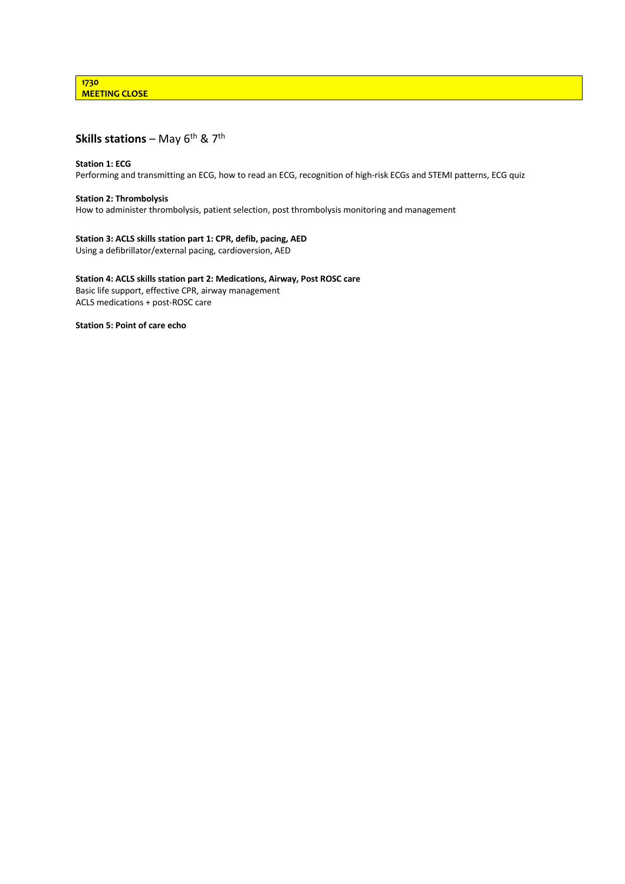**1730**
**MEETING CLOSE**

## **Skills stations** – May 6th & 7th

**Station 1: ECG**
Performing and transmitting an ECG, how to read an ECG, recognition of high-risk ECGs and STEMI patterns, ECG quiz

**Station 2: Thrombolysis**
How to administer thrombolysis, patient selection, post thrombolysis monitoring and management

**Station 3: ACLS skills station part 1: CPR, defib, pacing, AED**
Using a defibrillator/external pacing, cardioversion, AED

**Station 4: ACLS skills station part 2: Medications, Airway, Post ROSC care**
Basic life support, effective CPR, airway management
ACLS medications + post-ROSC care

**Station 5: Point of care echo**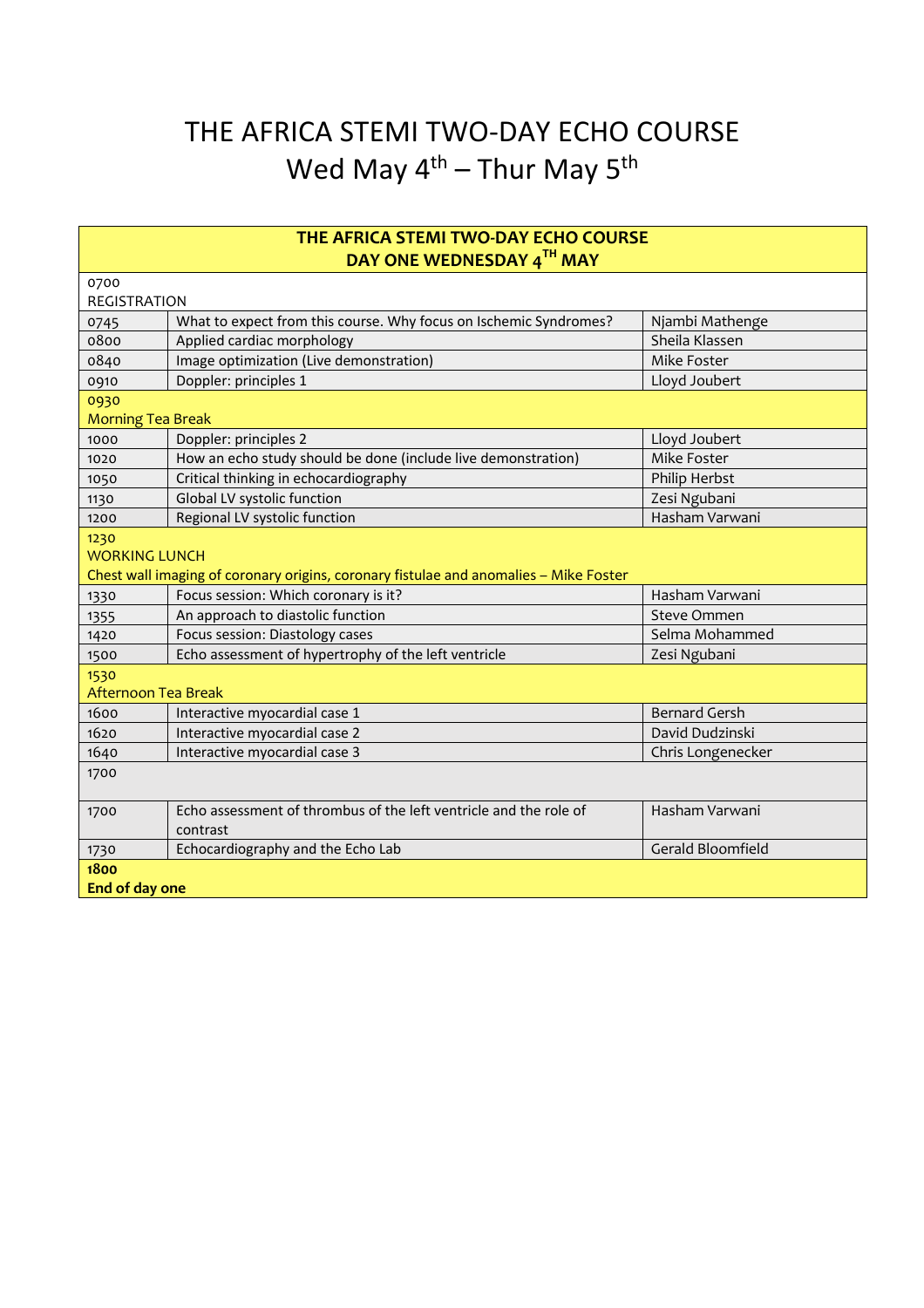# THE AFRICA STEMI TWO-DAY ECHO COURSE
Wed May 4th – Thur May 5th

| THE AFRICA STEMI TWO-DAY ECHO COURSE DAY ONE WEDNESDAY 4TH MAY | | |
|---|---|---|
| 0700 REGISTRATION | | |
| 0745 | What to expect from this course. Why focus on Ischemic Syndromes? | Njambi Mathenge |
| 0800 | Applied cardiac morphology | Sheila Klassen |
| 0840 | Image optimization (Live demonstration) | Mike Foster |
| 0910 | Doppler: principles 1 | Lloyd Joubert |
| 0930 Morning Tea Break | | |
| 1000 | Doppler: principles 2 | Lloyd Joubert |
| 1020 | How an echo study should be done (include live demonstration) | Mike Foster |
| 1050 | Critical thinking in echocardiography | Philip Herbst |
| 1130 | Global LV systolic function | Zesi Ngubani |
| 1200 | Regional LV systolic function | Hasham Varwani |
| 1230 WORKING LUNCH Chest wall imaging of coronary origins, coronary fistulae and anomalies – Mike Foster | | |
| 1330 | Focus session: Which coronary is it? | Hasham Varwani |
| 1355 | An approach to diastolic function | Steve Ommen |
| 1420 | Focus session: Diastology cases | Selma Mohammed |
| 1500 | Echo assessment of hypertrophy of the left ventricle | Zesi Ngubani |
| 1530 Afternoon Tea Break | | |
| 1600 | Interactive myocardial case 1 | Bernard Gersh |
| 1620 | Interactive myocardial case 2 | David Dudzinski |
| 1640 | Interactive myocardial case 3 | Chris Longenecker |
| 1700 | | |
| 1700 | Echo assessment of thrombus of the left ventricle and the role of contrast | Hasham Varwani |
| 1730 | Echocardiography and the Echo Lab | Gerald Bloomfield |
| **1800 End of day one** | | |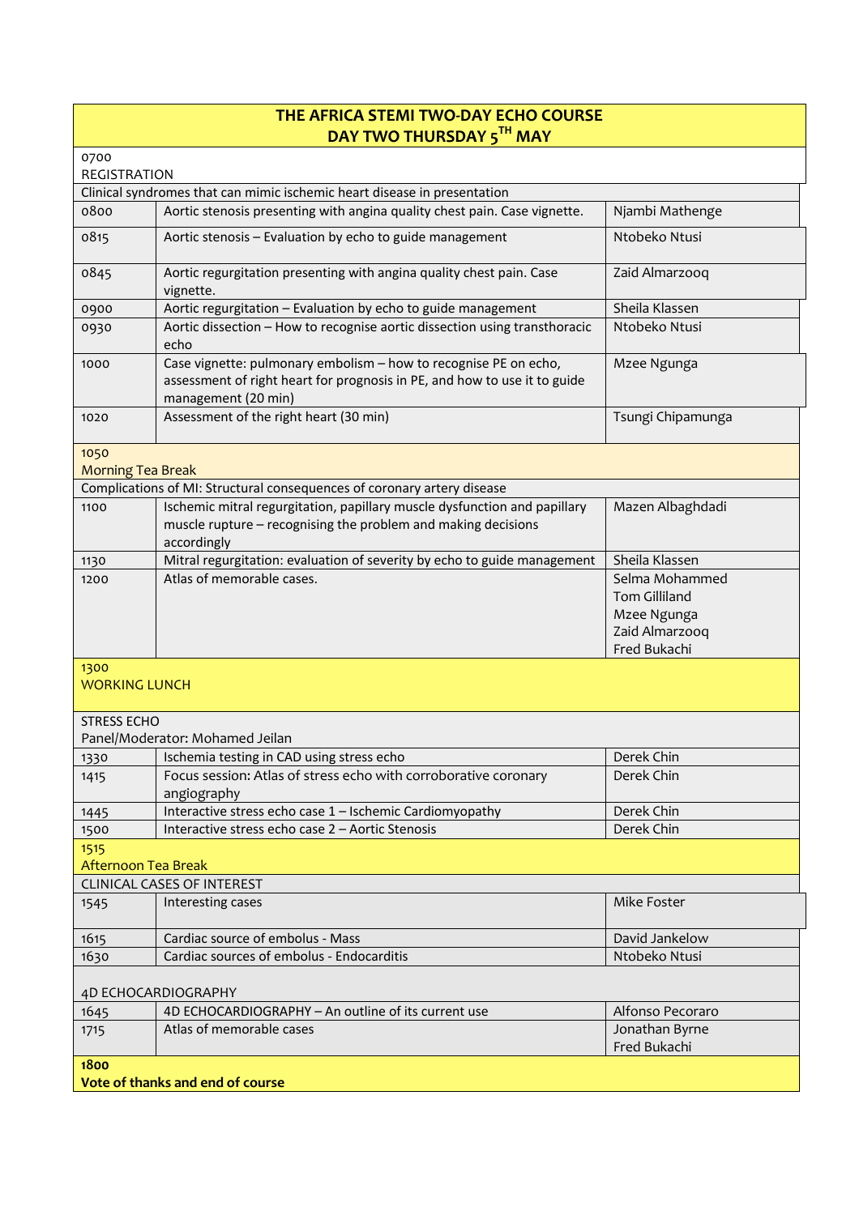# THE AFRICA STEMI TWO-DAY ECHO COURSE
## DAY TWO THURSDAY 5TH MAY

| | | |
|---|---|---|
| 0700 REGISTRATION | | |
| Clinical syndromes that can mimic ischemic heart disease in presentation | | |
| 0800 | Aortic stenosis presenting with angina quality chest pain. Case vignette. | Njambi Mathenge |
| 0815 | Aortic stenosis – Evaluation by echo to guide management | Ntobeko Ntusi |
| 0845 | Aortic regurgitation presenting with angina quality chest pain. Case vignette. | Zaid Almarzooq |
| 0900 | Aortic regurgitation – Evaluation by echo to guide management | Sheila Klassen |
| 0930 | Aortic dissection – How to recognise aortic dissection using transthoracic echo | Ntobeko Ntusi |
| 1000 | Case vignette: pulmonary embolism – how to recognise PE on echo, assessment of right heart for prognosis in PE, and how to use it to guide management (20 min) | Mzee Ngunga |
| 1020 | Assessment of the right heart (30 min) | Tsungi Chipamunga |
| 1050 Morning Tea Break | | |
| Complications of MI: Structural consequences of coronary artery disease | | |
| 1100 | Ischemic mitral regurgitation, papillary muscle dysfunction and papillary muscle rupture – recognising the problem and making decisions accordingly | Mazen Albaghdadi |
| 1130 | Mitral regurgitation: evaluation of severity by echo to guide management | Sheila Klassen |
| 1200 | Atlas of memorable cases. | Selma Mohammed<br>Tom Gilliland<br>Mzee Ngunga<br>Zaid Almarzooq<br>Fred Bukachi |
| 1300 WORKING LUNCH | | |
| STRESS ECHO<br>Panel/Moderator: Mohamed Jeilan | | |
| 1330 | Ischemia testing in CAD using stress echo | Derek Chin |
| 1415 | Focus session: Atlas of stress echo with corroborative coronary angiography | Derek Chin |
| 1445 | Interactive stress echo case 1 – Ischemic Cardiomyopathy | Derek Chin |
| 1500 | Interactive stress echo case 2 – Aortic Stenosis | Derek Chin |
| 1515 Afternoon Tea Break | | |
| CLINICAL CASES OF INTEREST | | |
| 1545 | Interesting cases | Mike Foster |
| 1615 | Cardiac source of embolus - Mass | David Jankelow |
| 1630 | Cardiac sources of embolus - Endocarditis | Ntobeko Ntusi |
| 4D ECHOCARDIOGRAPHY | | |
| 1645 | 4D ECHOCARDIOGRAPHY – An outline of its current use | Alfonso Pecoraro |
| 1715 | Atlas of memorable cases | Jonathan Byrne<br>Fred Bukachi |
| **1800 Vote of thanks and end of course** | | |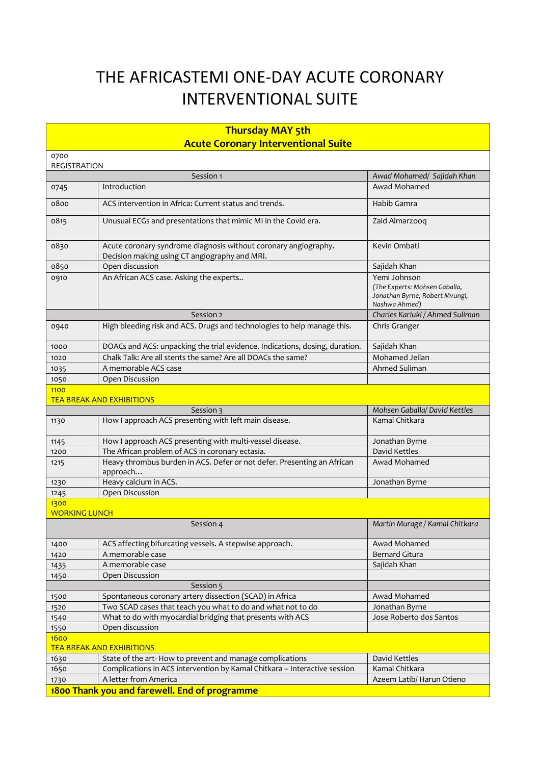# THE AFRICASTEMI ONE-DAY ACUTE CORONARY INTERVENTIONAL SUITE

| | | |
|---|---|---|
| **Thursday MAY 5th** **Acute Coronary Interventional Suite** | | |
| 0700 REGISTRATION | | |
| | Session 1 | *Awad Mohamed/ Sajidah Khan* |
| 0745 | Introduction | Awad Mohamed |
| 0800 | ACS intervention in Africa: Current status and trends. | Habib Gamra |
| 0815 | Unusual ECGs and presentations that mimic MI in the Covid era. | Zaid Almarzooq |
| 0830 | Acute coronary syndrome diagnosis without coronary angiography. Decision making using CT angiography and MRI. | Kevin Ombati |
| 0850 | Open discussion | Sajidah Khan |
| 0910 | An African ACS case. Asking the experts.. | Yemi Johnson *(The Experts: Mohsen Gaballa, Jonathan Byrne, Robert Mvungi, Nashwa Ahmed)* |
| | Session 2 | *Charles Kariuki / Ahmed Suliman* |
| 0940 | High bleeding risk and ACS. Drugs and technologies to help manage this. | Chris Granger |
| 1000 | DOACs and ACS: unpacking the trial evidence. Indications, dosing, duration. | Sajidah Khan |
| 1020 | Chalk Talk: Are all stents the same? Are all DOACs the same? | Mohamed Jeilan |
| 1035 | A memorable ACS case | Ahmed Suliman |
| 1050 | Open Discussion | |
| 1100 TEA BREAK AND EXHIBITIONS | | |
| | Session 3 | *Mohsen Gaballa/ David Kettles* |
| 1130 | How I approach ACS presenting with left main disease. | Kamal Chitkara |
| 1145 | How I approach ACS presenting with multi-vessel disease. | Jonathan Byrne |
| 1200 | The African problem of ACS in coronary ectasia. | David Kettles |
| 1215 | Heavy thrombus burden in ACS. Defer or not defer. Presenting an African approach… | Awad Mohamed |
| 1230 | Heavy calcium in ACS. | Jonathan Byrne |
| 1245 | Open Discussion | |
| 1300 WORKING LUNCH | | |
| | Session 4 | *Martin Murage / Kamal Chitkara* |
| 1400 | ACS affecting bifurcating vessels. A stepwise approach. | Awad Mohamed |
| 1420 | A memorable case | Bernard Gitura |
| 1435 | A memorable case | Sajidah Khan |
| 1450 | Open Discussion | |
| | Session 5 | |
| 1500 | Spontaneous coronary artery dissection (SCAD) in Africa | Awad Mohamed |
| 1520 | Two SCAD cases that teach you what to do and what not to do | Jonathan Byrne |
| 1540 | What to do with myocardial bridging that presents with ACS | Jose Roberto dos Santos |
| 1550 | Open discussion | |
| 1600 TEA BREAK AND EXHIBITIONS | | |
| 1630 | State of the art- How to prevent and manage complications | David Kettles |
| 1650 | Complications in ACS intervention by Kamal Chitkara – Interactive session | Kamal Chitkara |
| 1730 | A letter from America | Azeem Latib/ Harun Otieno |
| **1800 Thank you and farewell. End of programme** | | |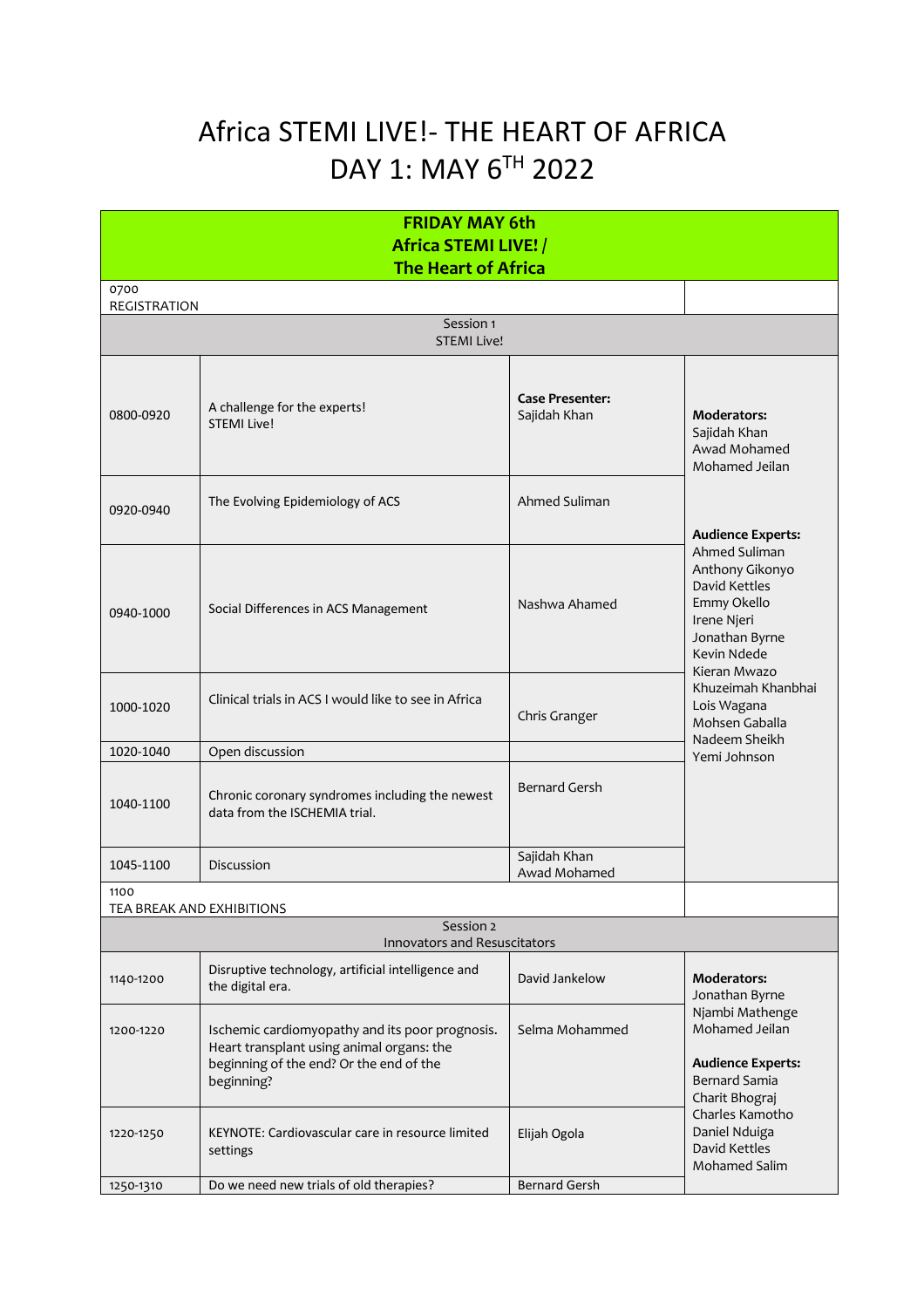# Africa STEMI LIVE!- THE HEART OF AFRICA
# DAY 1: MAY 6$^{TH}$ 2022

| | | | |
|---|---|---|---|
| **FRIDAY MAY 6th Africa STEMI LIVE! / The Heart of Africa** | | | |
| 0700 REGISTRATION | | | |
| Session 1 STEMI Live! | | | |
| 0800-0920 | A challenge for the experts! STEMI Live! | **Case Presenter:** Sajidah Khan | **Moderators:** Sajidah Khan Awad Mohamed Mohamed Jeilan |
| 0920-0940 | The Evolving Epidemiology of ACS | Ahmed Suliman | **Audience Experts:** Ahmed Suliman Anthony Gikonyo David Kettles Emmy Okello Irene Njeri Jonathan Byrne Kevin Ndede Kieran Mwazo Khuzeimah Khanbhai Lois Wagana Mohsen Gaballa Nadeem Sheikh Yemi Johnson |
| 0940-1000 | Social Differences in ACS Management | Nashwa Ahamed | |
| 1000-1020 | Clinical trials in ACS I would like to see in Africa | Chris Granger | |
| 1020-1040 | Open discussion | | |
| 1040-1100 | Chronic coronary syndromes including the newest data from the ISCHEMIA trial. | Bernard Gersh | |
| 1045-1100 | Discussion | Sajidah Khan Awad Mohamed | |
| 1100 TEA BREAK AND EXHIBITIONS | | | |
| Session 2 Innovators and Resuscitators | | | |
| 1140-1200 | Disruptive technology, artificial intelligence and the digital era. | David Jankelow | **Moderators:** Jonathan Byrne Njambi Mathenge Mohamed Jeilan **Audience Experts:** Bernard Samia Charit Bhograj Charles Kamotho Daniel Nduiga David Kettles Mohamed Salim |
| 1200-1220 | Ischemic cardiomyopathy and its poor prognosis. Heart transplant using animal organs: the beginning of the end? Or the end of the beginning? | Selma Mohammed | |
| 1220-1250 | KEYNOTE: Cardiovascular care in resource limited settings | Elijah Ogola | |
| 1250-1310 | Do we need new trials of old therapies? | Bernard Gersh | |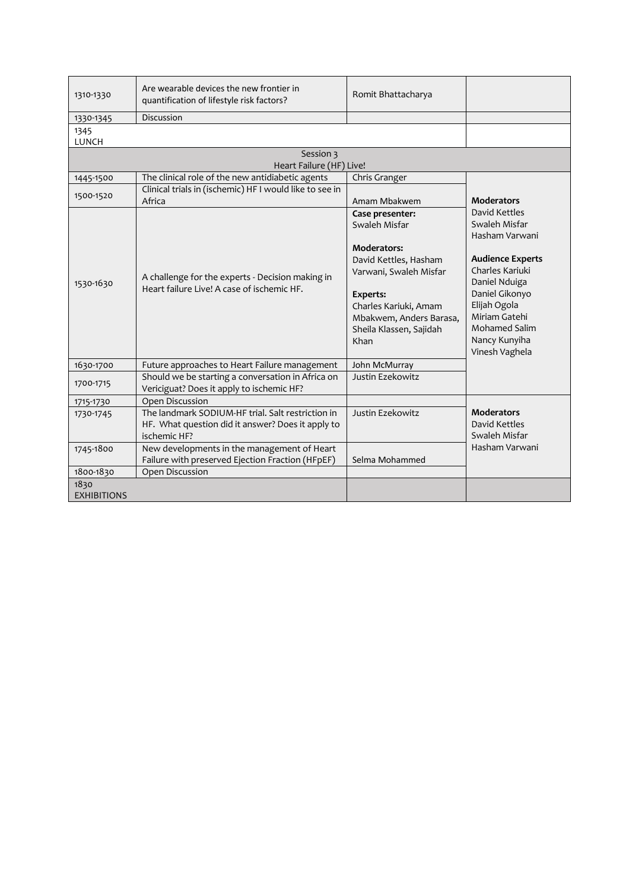| | | | |
|---|---|---|---|
| 1310-1330 | Are wearable devices the new frontier in quantification of lifestyle risk factors? | Romit Bhattacharya | |
| 1330-1345 | Discussion | | |
| 1345 LUNCH | | | |
| Session 3 Heart Failure (HF) Live! | | | |
| 1445-1500 | The clinical role of the new antidiabetic agents | Chris Granger | **Moderators** David Kettles Swaleh Misfar Hasham Varwani **Audience Experts** Charles Kariuki Daniel Nduiga Daniel Gikonyo Elijah Ogola Miriam Gatehi Mohamed Salim Nancy Kunyiha Vinesh Vaghela |
| 1500-1520 | Clinical trials in (ischemic) HF I would like to see in Africa | Amam Mbakwem | |
| 1530-1630 | A challenge for the experts - Decision making in Heart failure Live! A case of ischemic HF. | **Case presenter:** Swaleh Misfar **Moderators:** David Kettles, Hasham Varwani, Swaleh Misfar **Experts:** Charles Kariuki, Amam Mbakwem, Anders Barasa, Sheila Klassen, Sajidah Khan | |
| 1630-1700 | Future approaches to Heart Failure management | John McMurray | |
| 1700-1715 | Should we be starting a conversation in Africa on Vericiguat? Does it apply to ischemic HF? | Justin Ezekowitz | |
| 1715-1730 | Open Discussion | | **Moderators** David Kettles Swaleh Misfar Hasham Varwani |
| 1730-1745 | The landmark SODIUM-HF trial. Salt restriction in HF. What question did it answer? Does it apply to ischemic HF? | Justin Ezekowitz | |
| 1745-1800 | New developments in the management of Heart Failure with preserved Ejection Fraction (HFpEF) | Selma Mohammed | |
| 1800-1830 | Open Discussion | | |
| 1830 EXHIBITIONS | | | |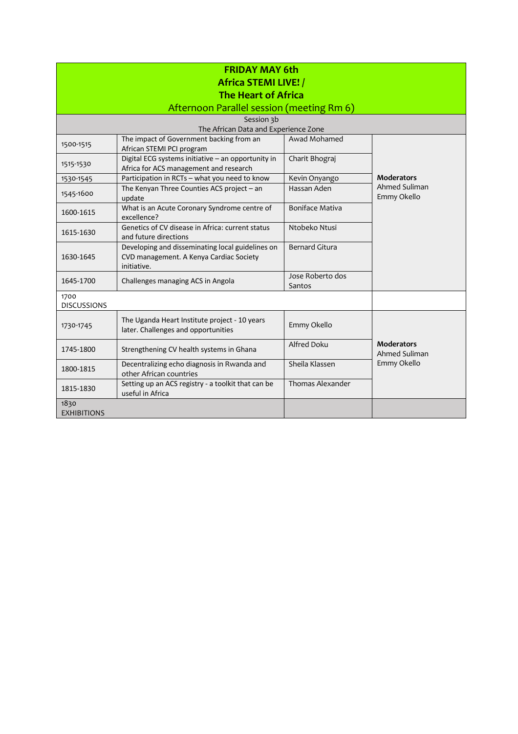## FRIDAY MAY 6th

## Africa STEMI LIVE! / The Heart of Africa

Afternoon Parallel session (meeting Rm 6)

Session 3b

The African Data and Experience Zone

| Time | Topic | Speaker | Moderators |
|---|---|---|---|
| 1500-1515 | The impact of Government backing from an African STEMI PCI program | Awad Mohamed | **Moderators** Ahmed Suliman Emmy Okello |
| 1515-1530 | Digital ECG systems initiative – an opportunity in Africa for ACS management and research | Charit Bhograj | |
| 1530-1545 | Participation in RCTs – what you need to know | Kevin Onyango | |
| 1545-1600 | The Kenyan Three Counties ACS project – an update | Hassan Aden | |
| 1600-1615 | What is an Acute Coronary Syndrome centre of excellence? | Boniface Mativa | |
| 1615-1630 | Genetics of CV disease in Africa: current status and future directions | Ntobeko Ntusi | |
| 1630-1645 | Developing and disseminating local guidelines on CVD management. A Kenya Cardiac Society initiative. | Bernard Gitura | |
| 1645-1700 | Challenges managing ACS in Angola | Jose Roberto dos Santos | |
| 1700 DISCUSSIONS | | | |
| 1730-1745 | The Uganda Heart Institute project - 10 years later. Challenges and opportunities | Emmy Okello | **Moderators** Ahmed Suliman Emmy Okello |
| 1745-1800 | Strengthening CV health systems in Ghana | Alfred Doku | |
| 1800-1815 | Decentralizing echo diagnosis in Rwanda and other African countries | Sheila Klassen | |
| 1815-1830 | Setting up an ACS registry - a toolkit that can be useful in Africa | Thomas Alexander | |
| 1830 EXHIBITIONS | | | |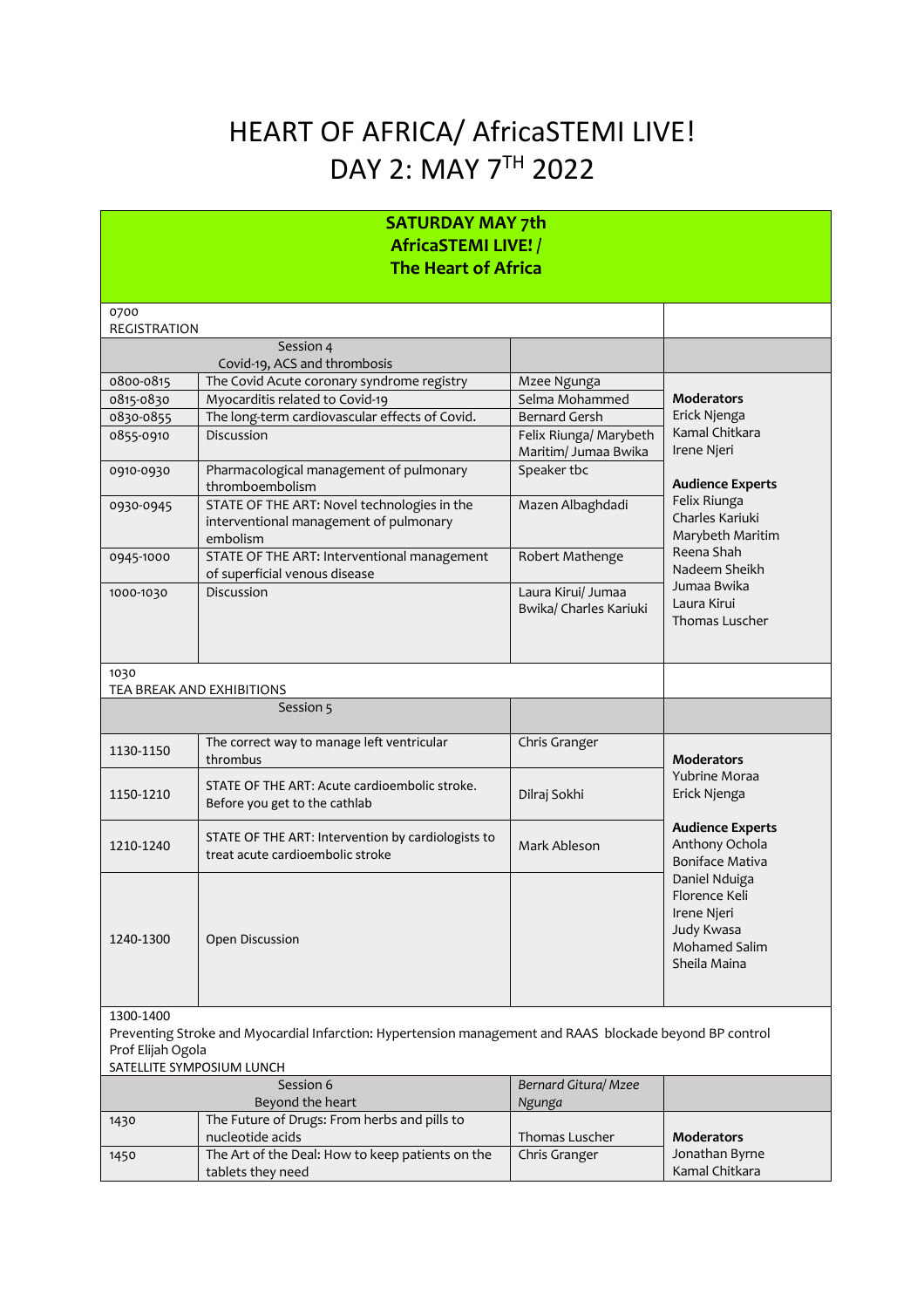# HEART OF AFRICA/ AfricaSTEMI LIVE!
# DAY 2: MAY 7TH 2022

| | | | |
|---|---|---|---|
| **SATURDAY MAY 7th AfricaSTEMI LIVE! / The Heart of Africa** | | | |
| 0700 REGISTRATION | | | |
| Session 4 Covid-19, ACS and thrombosis | | | |
| 0800-0815 | The Covid Acute coronary syndrome registry | Mzee Ngunga | **Moderators** Erick Njenga Kamal Chitkara Irene Njeri **Audience Experts** Felix Riunga Charles Kariuki Marybeth Maritim Reena Shah Nadeem Sheikh Jumaa Bwika Laura Kirui Thomas Luscher |
| 0815-0830 | Myocarditis related to Covid-19 | Selma Mohammed | |
| 0830-0855 | The long-term cardiovascular effects of Covid. | Bernard Gersh | |
| 0855-0910 | Discussion | Felix Riunga/ Marybeth Maritim/ Jumaa Bwika | |
| 0910-0930 | Pharmacological management of pulmonary thromboembolism | Speaker tbc | |
| 0930-0945 | STATE OF THE ART: Novel technologies in the interventional management of pulmonary embolism | Mazen Albaghdadi | |
| 0945-1000 | STATE OF THE ART: Interventional management of superficial venous disease | Robert Mathenge | |
| 1000-1030 | Discussion | Laura Kirui/ Jumaa Bwika/ Charles Kariuki | |
| 1030 TEA BREAK AND EXHIBITIONS | | | |
| Session 5 | | | |
| 1130-1150 | The correct way to manage left ventricular thrombus | Chris Granger | **Moderators** Yubrine Moraa Erick Njenga **Audience Experts** Anthony Ochola Boniface Mativa Daniel Nduiga Florence Keli Irene Njeri Judy Kwasa Mohamed Salim Sheila Maina |
| 1150-1210 | STATE OF THE ART: Acute cardioembolic stroke. Before you get to the cathlab | Dilraj Sokhi | |
| 1210-1240 | STATE OF THE ART: Intervention by cardiologists to treat acute cardioembolic stroke | Mark Ableson | |
| 1240-1300 | Open Discussion | | |
| 1300-1400 Preventing Stroke and Myocardial Infarction: Hypertension management and RAAS blockade beyond BP control Prof Elijah Ogola SATELLITE SYMPOSIUM LUNCH | | | |
| Session 6 Beyond the heart | | *Bernard Gitura/ Mzee Ngunga* | |
| 1430 | The Future of Drugs: From herbs and pills to nucleotide acids | Thomas Luscher | **Moderators** Jonathan Byrne Kamal Chitkara |
| 1450 | The Art of the Deal: How to keep patients on the tablets they need | Chris Granger | |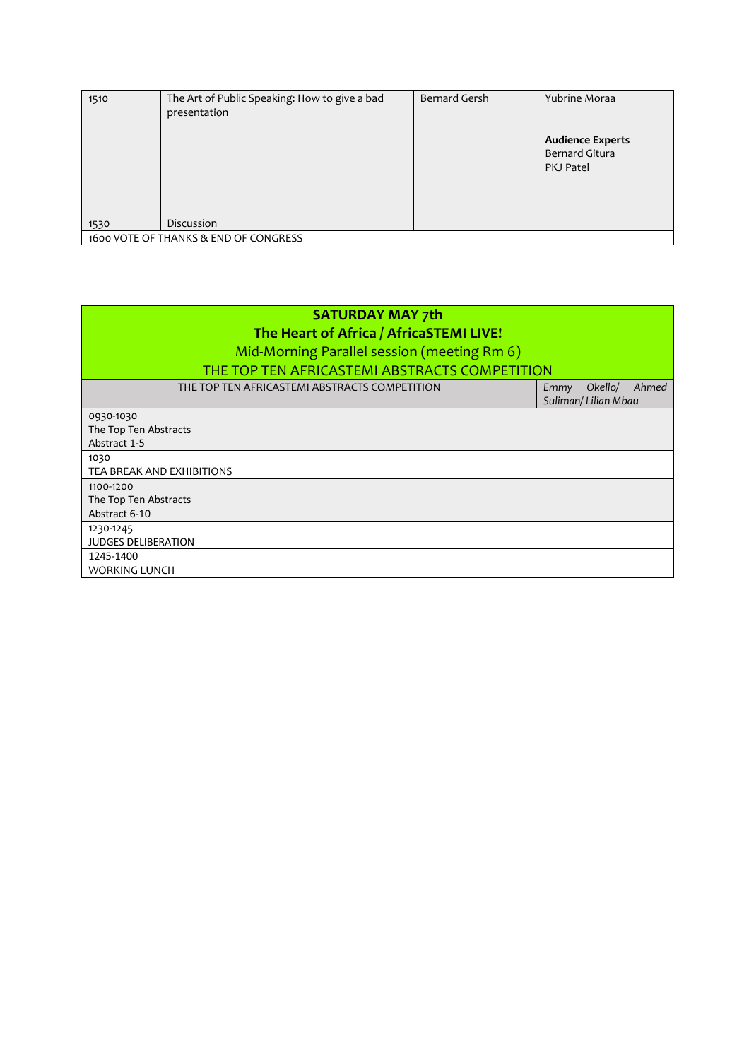| | | | |
|---|---|---|---|
| 1510 | The Art of Public Speaking: How to give a bad presentation | Bernard Gersh | Yubrine Moraa<br><br>**Audience Experts**<br>Bernard Gitura<br>PKJ Patel |
| 1530 | Discussion | | |
| 1600 VOTE OF THANKS & END OF CONGRESS | | | |

## SATURDAY MAY 7th

## The Heart of Africa / AfricaSTEMI LIVE!

### Mid-Morning Parallel session (meeting Rm 6)

### THE TOP TEN AFRICASTEMI ABSTRACTS COMPETITION

| THE TOP TEN AFRICASTEMI ABSTRACTS COMPETITION | *Emmy Okello/ Ahmed Suliman/ Lilian Mbau* |
|---|---|
| 0930-1030<br>The Top Ten Abstracts<br>Abstract 1-5 | |
| 1030<br>TEA BREAK AND EXHIBITIONS | |
| 1100-1200<br>The Top Ten Abstracts<br>Abstract 6-10 | |
| 1230-1245<br>JUDGES DELIBERATION | |
| 1245-1400<br>WORKING LUNCH | |